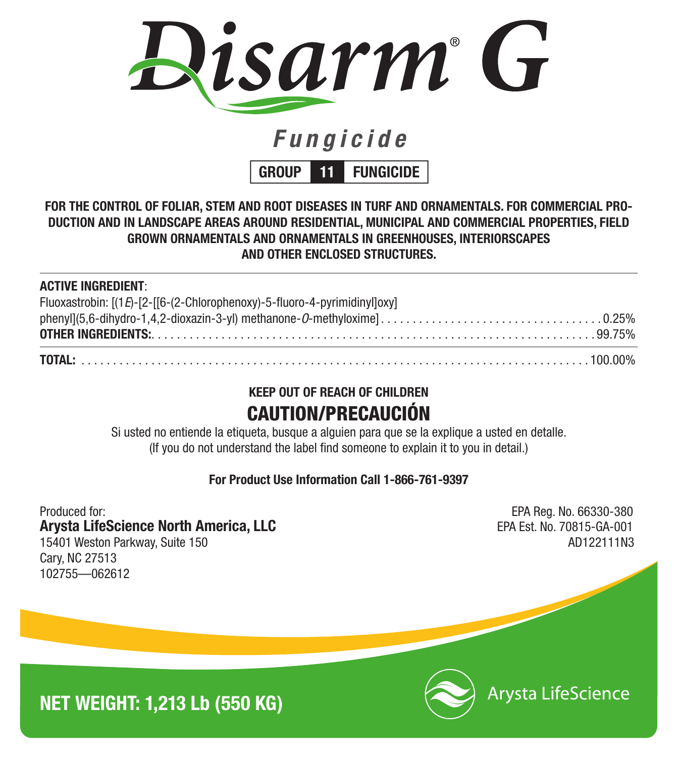# Disarm® G

## *Fungicide*

**GROUP 11 FUNGICIDE**

**FOR THE CONTROL OF FOLIAR, STEM AND ROOT DISEASES IN TURF AND ORNAMENTALS. FOR COMMERCIAL PRODUCTION AND IN LANDSCAPE AREAS AROUND RESIDENTIAL, MUNICIPAL AND COMMERCIAL PROPERTIES, FIELD GROWN ORNAMENTALS AND ORNAMENTALS IN GREENHOUSES, INTERIORSCAPES AND OTHER ENCLOSED STRUCTURES.**

**ACTIVE INGREDIENT**:

| | |
|---|---|
| Fluoxastrobin: [(1*E*)-[2-[[6-(2-Chlorophenoxy)-5-fluoro-4-pyrimidinyl]oxy] phenyl](5,6-dihydro-1,4,2-dioxazin-3-yl) methanone-*O*-methyloxime] | 0.25% |
| **OTHER INGREDIENTS:** | 99.75% |
| **TOTAL:** | 100.00% |

**KEEP OUT OF REACH OF CHILDREN**

## CAUTION/PRECAUCIÓN

Si usted no entiende la etiqueta, busque a alguien para que se la explique a usted en detalle.
(If you do not understand the label find someone to explain it to you in detail.)

**For Product Use Information Call 1-866-761-9397**

Produced for:
**Arysta LifeScience North America, LLC**
15401 Weston Parkway, Suite 150
Cary, NC 27513
102755—062612

EPA Reg. No. 66330-380
EPA Est. No. 70815-GA-001
AD122111N3

**NET WEIGHT: 1,213 Lb (550 KG)**

Arysta LifeScience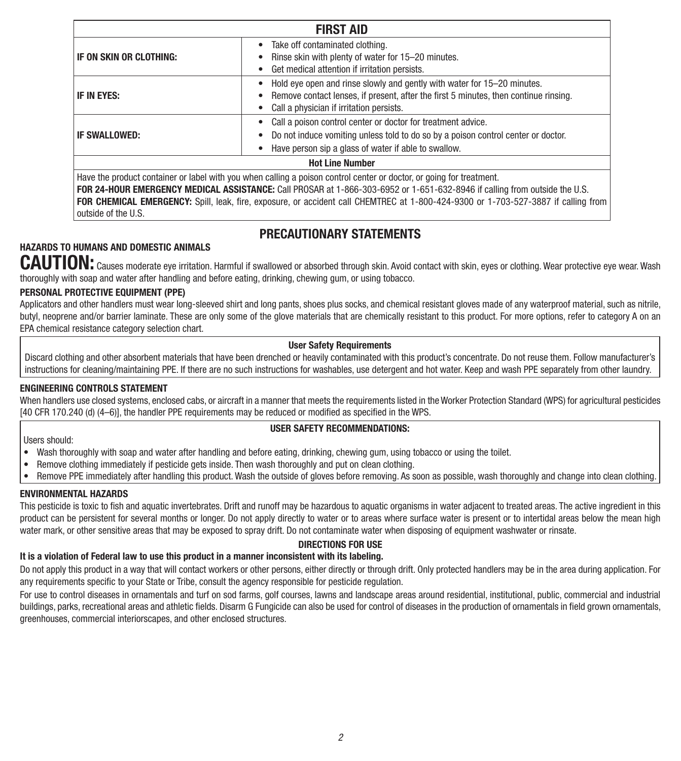| FIRST AID | |
|---|---|
| **IF ON SKIN OR CLOTHING:** | • Take off contaminated clothing.<br>• Rinse skin with plenty of water for 15–20 minutes.<br>• Get medical attention if irritation persists. |
| **IF IN EYES:** | • Hold eye open and rinse slowly and gently with water for 15–20 minutes.<br>• Remove contact lenses, if present, after the first 5 minutes, then continue rinsing.<br>• Call a physician if irritation persists. |
| **IF SWALLOWED:** | • Call a poison control center or doctor for treatment advice.<br>• Do not induce vomiting unless told to do so by a poison control center or doctor.<br>• Have person sip a glass of water if able to swallow. |
| **Hot Line Number** | |
| Have the product container or label with you when calling a poison control center or doctor, or going for treatment.<br>**FOR 24-HOUR EMERGENCY MEDICAL ASSISTANCE:** Call PROSAR at 1-866-303-6952 or 1-651-632-8946 if calling from outside the U.S.<br>**FOR CHEMICAL EMERGENCY:** Spill, leak, fire, exposure, or accident call CHEMTREC at 1-800-424-9300 or 1-703-527-3887 if calling from outside of the U.S. | |

## PRECAUTIONARY STATEMENTS

### HAZARDS TO HUMANS AND DOMESTIC ANIMALS

**CAUTION:** Causes moderate eye irritation. Harmful if swallowed or absorbed through skin. Avoid contact with skin, eyes or clothing. Wear protective eye wear. Wash thoroughly with soap and water after handling and before eating, drinking, chewing gum, or using tobacco.

### PERSONAL PROTECTIVE EQUIPMENT (PPE)

Applicators and other handlers must wear long-sleeved shirt and long pants, shoes plus socks, and chemical resistant gloves made of any waterproof material, such as nitrile, butyl, neoprene and/or barrier laminate. These are only some of the glove materials that are chemically resistant to this product. For more options, refer to category A on an EPA chemical resistance category selection chart.

**User Safety Requirements**

Discard clothing and other absorbent materials that have been drenched or heavily contaminated with this product's concentrate. Do not reuse them. Follow manufacturer's instructions for cleaning/maintaining PPE. If there are no such instructions for washables, use detergent and hot water. Keep and wash PPE separately from other laundry.

### ENGINEERING CONTROLS STATEMENT

When handlers use closed systems, enclosed cabs, or aircraft in a manner that meets the requirements listed in the Worker Protection Standard (WPS) for agricultural pesticides [40 CFR 170.240 (d) (4–6)], the handler PPE requirements may be reduced or modified as specified in the WPS.

**USER SAFETY RECOMMENDATIONS:**

Users should:

- Wash thoroughly with soap and water after handling and before eating, drinking, chewing gum, using tobacco or using the toilet.
- Remove clothing immediately if pesticide gets inside. Then wash thoroughly and put on clean clothing.
- Remove PPE immediately after handling this product. Wash the outside of gloves before removing. As soon as possible, wash thoroughly and change into clean clothing.

### ENVIRONMENTAL HAZARDS

This pesticide is toxic to fish and aquatic invertebrates. Drift and runoff may be hazardous to aquatic organisms in water adjacent to treated areas. The active ingredient in this product can be persistent for several months or longer. Do not apply directly to water or to areas where surface water is present or to intertidal areas below the mean high water mark, or other sensitive areas that may be exposed to spray drift. Do not contaminate water when disposing of equipment washwater or rinsate.

## DIRECTIONS FOR USE

**It is a violation of Federal law to use this product in a manner inconsistent with its labeling.**

Do not apply this product in a way that will contact workers or other persons, either directly or through drift. Only protected handlers may be in the area during application. For any requirements specific to your State or Tribe, consult the agency responsible for pesticide regulation.

For use to control diseases in ornamentals and turf on sod farms, golf courses, lawns and landscape areas around residential, institutional, public, commercial and industrial buildings, parks, recreational areas and athletic fields. Disarm G Fungicide can also be used for control of diseases in the production of ornamentals in field grown ornamentals, greenhouses, commercial interiorscapes, and other enclosed structures.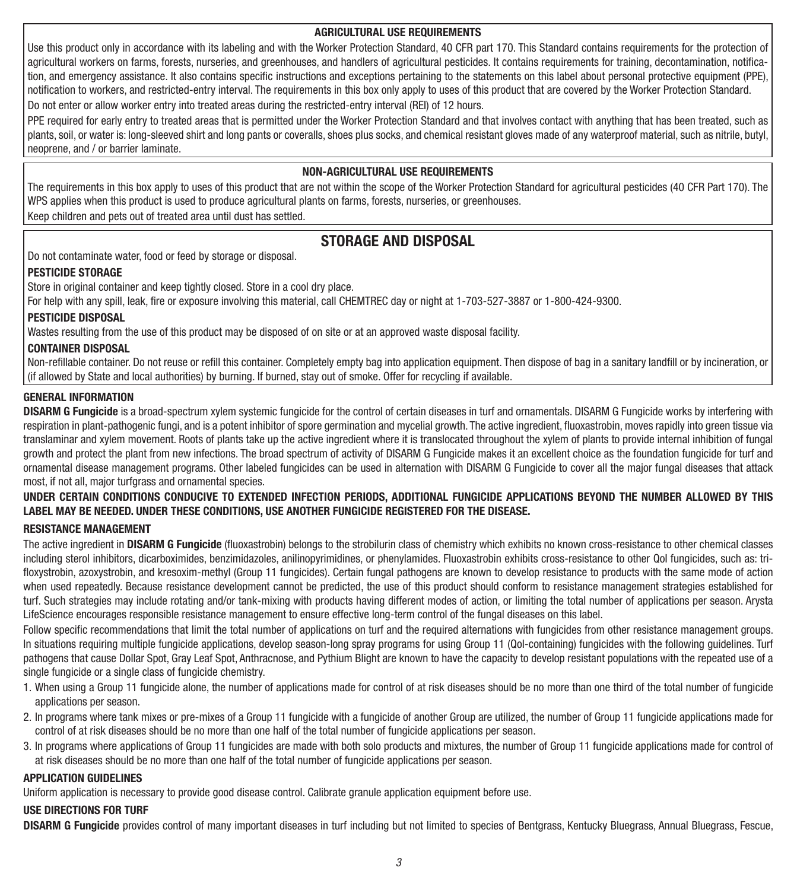### AGRICULTURAL USE REQUIREMENTS

Use this product only in accordance with its labeling and with the Worker Protection Standard, 40 CFR part 170. This Standard contains requirements for the protection of agricultural workers on farms, forests, nurseries, and greenhouses, and handlers of agricultural pesticides. It contains requirements for training, decontamination, notification, and emergency assistance. It also contains specific instructions and exceptions pertaining to the statements on this label about personal protective equipment (PPE), notification to workers, and restricted-entry interval. The requirements in this box only apply to uses of this product that are covered by the Worker Protection Standard.

Do not enter or allow worker entry into treated areas during the restricted-entry interval (REI) of 12 hours.

PPE required for early entry to treated areas that is permitted under the Worker Protection Standard and that involves contact with anything that has been treated, such as plants, soil, or water is: long-sleeved shirt and long pants or coveralls, shoes plus socks, and chemical resistant gloves made of any waterproof material, such as nitrile, butyl, neoprene, and / or barrier laminate.

### NON-AGRICULTURAL USE REQUIREMENTS

The requirements in this box apply to uses of this product that are not within the scope of the Worker Protection Standard for agricultural pesticides (40 CFR Part 170). The WPS applies when this product is used to produce agricultural plants on farms, forests, nurseries, or greenhouses.

Keep children and pets out of treated area until dust has settled.

## STORAGE AND DISPOSAL

Do not contaminate water, food or feed by storage or disposal.

**PESTICIDE STORAGE**

Store in original container and keep tightly closed. Store in a cool dry place.

For help with any spill, leak, fire or exposure involving this material, call CHEMTREC day or night at 1-703-527-3887 or 1-800-424-9300.

**PESTICIDE DISPOSAL**

Wastes resulting from the use of this product may be disposed of on site or at an approved waste disposal facility.

**CONTAINER DISPOSAL**

Non-refillable container. Do not reuse or refill this container. Completely empty bag into application equipment. Then dispose of bag in a sanitary landfill or by incineration, or (if allowed by State and local authorities) by burning. If burned, stay out of smoke. Offer for recycling if available.

### GENERAL INFORMATION

**DISARM G Fungicide** is a broad-spectrum xylem systemic fungicide for the control of certain diseases in turf and ornamentals. DISARM G Fungicide works by interfering with respiration in plant-pathogenic fungi, and is a potent inhibitor of spore germination and mycelial growth. The active ingredient, fluoxastrobin, moves rapidly into green tissue via translaminar and xylem movement. Roots of plants take up the active ingredient where it is translocated throughout the xylem of plants to provide internal inhibition of fungal growth and protect the plant from new infections. The broad spectrum of activity of DISARM G Fungicide makes it an excellent choice as the foundation fungicide for turf and ornamental disease management programs. Other labeled fungicides can be used in alternation with DISARM G Fungicide to cover all the major fungal diseases that attack most, if not all, major turfgrass and ornamental species.

**UNDER CERTAIN CONDITIONS CONDUCIVE TO EXTENDED INFECTION PERIODS, ADDITIONAL FUNGICIDE APPLICATIONS BEYOND THE NUMBER ALLOWED BY THIS LABEL MAY BE NEEDED. UNDER THESE CONDITIONS, USE ANOTHER FUNGICIDE REGISTERED FOR THE DISEASE.**

### RESISTANCE MANAGEMENT

The active ingredient in **DISARM G Fungicide** (fluoxastrobin) belongs to the strobilurin class of chemistry which exhibits no known cross-resistance to other chemical classes including sterol inhibitors, dicarboximides, benzimidazoles, anilinopyrimidines, or phenylamides. Fluoxastrobin exhibits cross-resistance to other QoI fungicides, such as: trifloxystrobin, azoxystrobin, and kresoxim-methyl (Group 11 fungicides). Certain fungal pathogens are known to develop resistance to products with the same mode of action when used repeatedly. Because resistance development cannot be predicted, the use of this product should conform to resistance management strategies established for turf. Such strategies may include rotating and/or tank-mixing with products having different modes of action, or limiting the total number of applications per season. Arysta LifeScience encourages responsible resistance management to ensure effective long-term control of the fungal diseases on this label.

Follow specific recommendations that limit the total number of applications on turf and the required alternations with fungicides from other resistance management groups. In situations requiring multiple fungicide applications, develop season-long spray programs for using Group 11 (QoI-containing) fungicides with the following guidelines. Turf pathogens that cause Dollar Spot, Gray Leaf Spot, Anthracnose, and Pythium Blight are known to have the capacity to develop resistant populations with the repeated use of a single fungicide or a single class of fungicide chemistry.

1. When using a Group 11 fungicide alone, the number of applications made for control of at risk diseases should be no more than one third of the total number of fungicide applications per season.
2. In programs where tank mixes or pre-mixes of a Group 11 fungicide with a fungicide of another Group are utilized, the number of Group 11 fungicide applications made for control of at risk diseases should be no more than one half of the total number of fungicide applications per season.
3. In programs where applications of Group 11 fungicides are made with both solo products and mixtures, the number of Group 11 fungicide applications made for control of at risk diseases should be no more than one half of the total number of fungicide applications per season.

### APPLICATION GUIDELINES

Uniform application is necessary to provide good disease control. Calibrate granule application equipment before use.

### USE DIRECTIONS FOR TURF

**DISARM G Fungicide** provides control of many important diseases in turf including but not limited to species of Bentgrass, Kentucky Bluegrass, Annual Bluegrass, Fescue,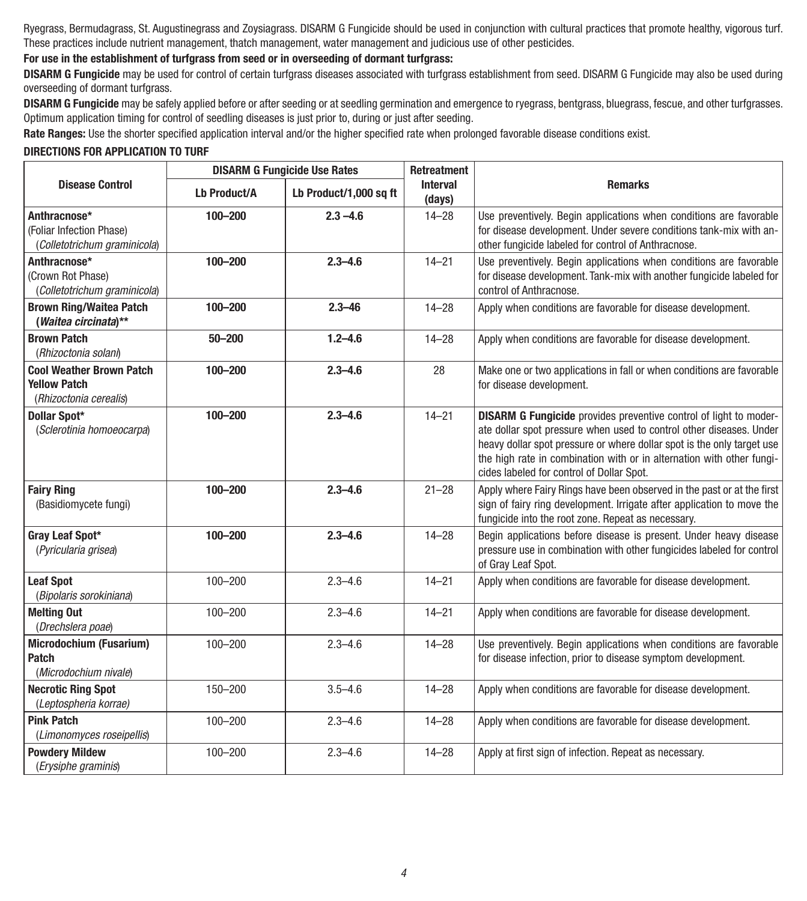Ryegrass, Bermudagrass, St. Augustinegrass and Zoysiagrass. DISARM G Fungicide should be used in conjunction with cultural practices that promote healthy, vigorous turf. These practices include nutrient management, thatch management, water management and judicious use of other pesticides.

**For use in the establishment of turfgrass from seed or in overseeding of dormant turfgrass:**

**DISARM G Fungicide** may be used for control of certain turfgrass diseases associated with turfgrass establishment from seed. DISARM G Fungicide may also be used during overseeding of dormant turfgrass.

**DISARM G Fungicide** may be safely applied before or after seeding or at seedling germination and emergence to ryegrass, bentgrass, bluegrass, fescue, and other turfgrasses. Optimum application timing for control of seedling diseases is just prior to, during or just after seeding.

**Rate Ranges:** Use the shorter specified application interval and/or the higher specified rate when prolonged favorable disease conditions exist.

**DIRECTIONS FOR APPLICATION TO TURF**

| Disease Control | DISARM G Fungicide Use Rates | | Retreatment Interval (days) | Remarks |
|---|---|---|---|---|
| | Lb Product/A | Lb Product/1,000 sq ft | | |
| **Anthracnose*** (Foliar Infection Phase) (*Colletotrichum graminicola*) | **100–200** | **2.3 –4.6** | 14–28 | Use preventively. Begin applications when conditions are favorable for disease development. Under severe conditions tank-mix with another fungicide labeled for control of Anthracnose. |
| **Anthracnose*** (Crown Rot Phase) (*Colletotrichum graminicola*) | **100–200** | **2.3–4.6** | 14–21 | Use preventively. Begin applications when conditions are favorable for disease development. Tank-mix with another fungicide labeled for control of Anthracnose. |
| **Brown Ring/Waitea Patch (*Waitea circinata*)**** | **100–200** | **2.3–46** | 14–28 | Apply when conditions are favorable for disease development. |
| **Brown Patch** (*Rhizoctonia solani*) | **50–200** | **1.2–4.6** | 14–28 | Apply when conditions are favorable for disease development. |
| **Cool Weather Brown Patch Yellow Patch** (*Rhizoctonia cerealis*) | **100–200** | **2.3–4.6** | 28 | Make one or two applications in fall or when conditions are favorable for disease development. |
| **Dollar Spot*** (*Sclerotinia homoeocarpa*) | **100–200** | **2.3–4.6** | 14–21 | **DISARM G Fungicide** provides preventive control of light to moderate dollar spot pressure when used to control other diseases. Under heavy dollar spot pressure or where dollar spot is the only target use the high rate in combination with or in alternation with other fungicides labeled for control of Dollar Spot. |
| **Fairy Ring** (Basidiomycete fungi) | **100–200** | **2.3–4.6** | 21–28 | Apply where Fairy Rings have been observed in the past or at the first sign of fairy ring development. Irrigate after application to move the fungicide into the root zone. Repeat as necessary. |
| **Gray Leaf Spot*** (*Pyricularia grisea*) | **100–200** | **2.3–4.6** | 14–28 | Begin applications before disease is present. Under heavy disease pressure use in combination with other fungicides labeled for control of Gray Leaf Spot. |
| **Leaf Spot** (*Bipolaris sorokiniana*) | 100–200 | 2.3–4.6 | 14–21 | Apply when conditions are favorable for disease development. |
| **Melting Out** (*Drechslera poae*) | 100–200 | 2.3–4.6 | 14–21 | Apply when conditions are favorable for disease development. |
| **Microdochium (Fusarium) Patch** (*Microdochium nivale*) | 100–200 | 2.3–4.6 | 14–28 | Use preventively. Begin applications when conditions are favorable for disease infection, prior to disease symptom development. |
| **Necrotic Ring Spot** (*Leptospheria korrae*) | 150–200 | 3.5–4.6 | 14–28 | Apply when conditions are favorable for disease development. |
| **Pink Patch** (*Limonomyces roseipellis*) | 100–200 | 2.3–4.6 | 14–28 | Apply when conditions are favorable for disease development. |
| **Powdery Mildew** (*Erysiphe graminis*) | 100–200 | 2.3–4.6 | 14–28 | Apply at first sign of infection. Repeat as necessary. |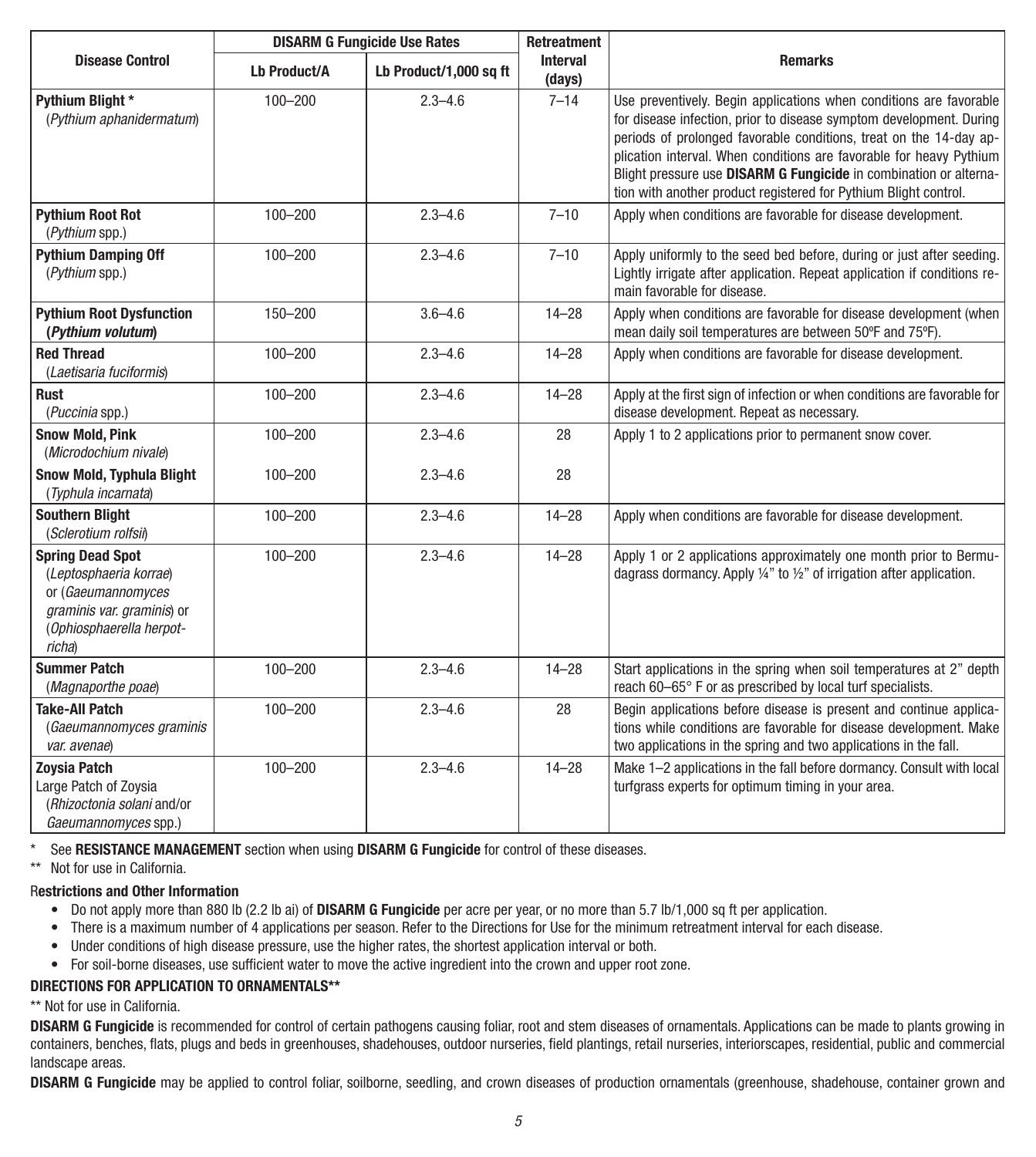| Disease Control | DISARM G Fungicide Use Rates | | Retreatment Interval (days) | Remarks |
|---|---|---|---|---|
| | Lb Product/A | Lb Product/1,000 sq ft | | |
| **Pythium Blight** * (*Pythium aphanidermatum*) | 100–200 | 2.3–4.6 | 7–14 | Use preventively. Begin applications when conditions are favorable for disease infection, prior to disease symptom development. During periods of prolonged favorable conditions, treat on the 14-day application interval. When conditions are favorable for heavy Pythium Blight pressure use **DISARM G Fungicide** in combination or alternation with another product registered for Pythium Blight control. |
| **Pythium Root Rot** (*Pythium* spp.) | 100–200 | 2.3–4.6 | 7–10 | Apply when conditions are favorable for disease development. |
| **Pythium Damping Off** (*Pythium* spp.) | 100–200 | 2.3–4.6 | 7–10 | Apply uniformly to the seed bed before, during or just after seeding. Lightly irrigate after application. Repeat application if conditions remain favorable for disease. |
| **Pythium Root Dysfunction (*Pythium volutum*)** | 150–200 | 3.6–4.6 | 14–28 | Apply when conditions are favorable for disease development (when mean daily soil temperatures are between 50ºF and 75ºF). |
| **Red Thread** (*Laetisaria fuciformis*) | 100–200 | 2.3–4.6 | 14–28 | Apply when conditions are favorable for disease development. |
| **Rust** (*Puccinia* spp.) | 100–200 | 2.3–4.6 | 14–28 | Apply at the first sign of infection or when conditions are favorable for disease development. Repeat as necessary. |
| **Snow Mold, Pink** (*Microdochium nivale*) | 100–200 | 2.3–4.6 | 28 | Apply 1 to 2 applications prior to permanent snow cover. |
| **Snow Mold, Typhula Blight** (*Typhula incarnata*) | 100–200 | 2.3–4.6 | 28 | |
| **Southern Blight** (*Sclerotium rolfsii*) | 100–200 | 2.3–4.6 | 14–28 | Apply when conditions are favorable for disease development. |
| **Spring Dead Spot** (*Leptosphaeria korrae*) or (*Gaeumannomyces graminis var. graminis*) or (*Ophiosphaerella herpotricha*) | 100–200 | 2.3–4.6 | 14–28 | Apply 1 or 2 applications approximately one month prior to Bermudagrass dormancy. Apply ¼" to ½" of irrigation after application. |
| **Summer Patch** (*Magnaporthe poae*) | 100–200 | 2.3–4.6 | 14–28 | Start applications in the spring when soil temperatures at 2" depth reach 60–65° F or as prescribed by local turf specialists. |
| **Take-All Patch** (*Gaeumannomyces graminis var. avenae*) | 100–200 | 2.3–4.6 | 28 | Begin applications before disease is present and continue applications while conditions are favorable for disease development. Make two applications in the spring and two applications in the fall. |
| **Zoysia Patch** Large Patch of Zoysia (*Rhizoctonia solani* and/or *Gaeumannomyces* spp.) | 100–200 | 2.3–4.6 | 14–28 | Make 1–2 applications in the fall before dormancy. Consult with local turfgrass experts for optimum timing in your area. |

\* See **RESISTANCE MANAGEMENT** section when using **DISARM G Fungicide** for control of these diseases.

** Not for use in California.

**Restrictions and Other Information**

- Do not apply more than 880 lb (2.2 lb ai) of **DISARM G Fungicide** per acre per year, or no more than 5.7 lb/1,000 sq ft per application.
- There is a maximum number of 4 applications per season. Refer to the Directions for Use for the minimum retreatment interval for each disease.
- Under conditions of high disease pressure, use the higher rates, the shortest application interval or both.
- For soil-borne diseases, use sufficient water to move the active ingredient into the crown and upper root zone.

**DIRECTIONS FOR APPLICATION TO ORNAMENTALS****

** Not for use in California.

**DISARM G Fungicide** is recommended for control of certain pathogens causing foliar, root and stem diseases of ornamentals. Applications can be made to plants growing in containers, benches, flats, plugs and beds in greenhouses, shadehouses, outdoor nurseries, field plantings, retail nurseries, interiorscapes, residential, public and commercial landscape areas.

**DISARM G Fungicide** may be applied to control foliar, soilborne, seedling, and crown diseases of production ornamentals (greenhouse, shadehouse, container grown and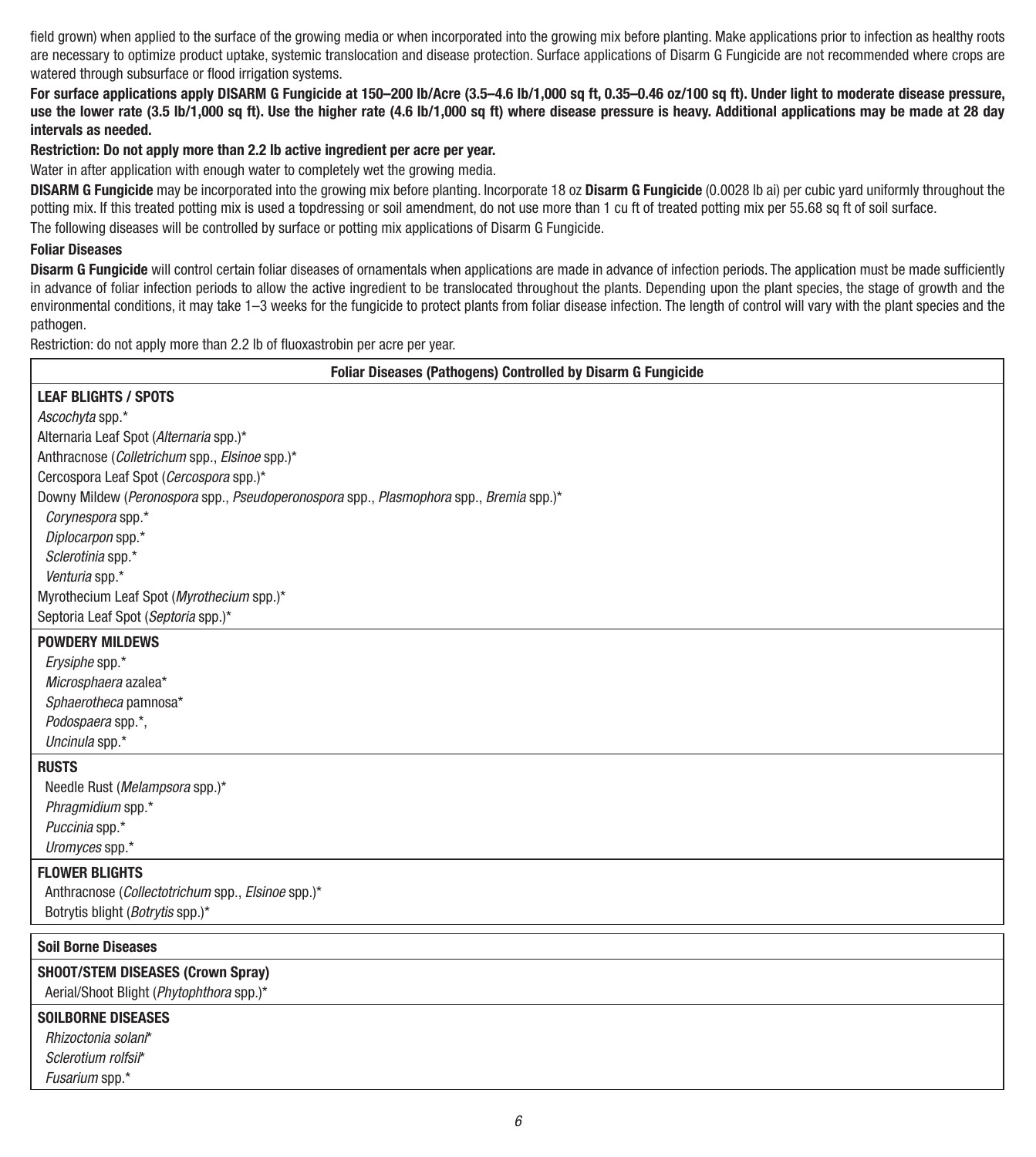field grown) when applied to the surface of the growing media or when incorporated into the growing mix before planting. Make applications prior to infection as healthy roots are necessary to optimize product uptake, systemic translocation and disease protection. Surface applications of Disarm G Fungicide are not recommended where crops are watered through subsurface or flood irrigation systems.

**For surface applications apply DISARM G Fungicide at 150–200 lb/Acre (3.5–4.6 lb/1,000 sq ft, 0.35–0.46 oz/100 sq ft). Under light to moderate disease pressure, use the lower rate (3.5 lb/1,000 sq ft). Use the higher rate (4.6 lb/1,000 sq ft) where disease pressure is heavy. Additional applications may be made at 28 day intervals as needed.**

**Restriction: Do not apply more than 2.2 lb active ingredient per acre per year.**

Water in after application with enough water to completely wet the growing media.

**DISARM G Fungicide** may be incorporated into the growing mix before planting. Incorporate 18 oz **Disarm G Fungicide** (0.0028 lb ai) per cubic yard uniformly throughout the potting mix. If this treated potting mix is used a topdressing or soil amendment, do not use more than 1 cu ft of treated potting mix per 55.68 sq ft of soil surface.

The following diseases will be controlled by surface or potting mix applications of Disarm G Fungicide.

**Foliar Diseases**

**Disarm G Fungicide** will control certain foliar diseases of ornamentals when applications are made in advance of infection periods. The application must be made sufficiently in advance of foliar infection periods to allow the active ingredient to be translocated throughout the plants. Depending upon the plant species, the stage of growth and the environmental conditions, it may take 1–3 weeks for the fungicide to protect plants from foliar disease infection. The length of control will vary with the plant species and the pathogen.

Restriction: do not apply more than 2.2 lb of fluoxastrobin per acre per year.

| Foliar Diseases (Pathogens) Controlled by Disarm G Fungicide |
|---|
| **LEAF BLIGHTS / SPOTS** |
| *Ascochyta* spp.* |
| Alternaria Leaf Spot (*Alternaria* spp.)* |
| Anthracnose (*Colletrichum* spp., *Elsinoe* spp.)* |
| Cercospora Leaf Spot (*Cercospora* spp.)* |
| Downy Mildew (*Peronospora* spp., *Pseudoperonospora* spp., *Plasmophora* spp., *Bremia* spp.)* |
| *Corynespora* spp.* |
| *Diplocarpon* spp.* |
| *Sclerotinia* spp.* |
| *Venturia* spp.* |
| Myrothecium Leaf Spot (*Myrothecium* spp.)* |
| Septoria Leaf Spot (*Septoria* spp.)* |
| **POWDERY MILDEWS** |
| *Erysiphe* spp.* |
| *Microsphaera* azalea* |
| *Sphaerotheca* pamnosa* |
| *Podospaera* spp.*, |
| *Uncinula* spp.* |
| **RUSTS** |
| Needle Rust (*Melampsora* spp.)* |
| *Phragmidium* spp.* |
| *Puccinia* spp.* |
| *Uromyces* spp.* |
| **FLOWER BLIGHTS** |
| Anthracnose (*Collectotrichum* spp., *Elsinoe* spp.)* |
| Botrytis blight (*Botrytis* spp.)* |

| Soil Borne Diseases |
|---|
| **SHOOT/STEM DISEASES (Crown Spray)** |
| Aerial/Shoot Blight (*Phytophthora* spp.)* |
| **SOILBORNE DISEASES** |
| *Rhizoctonia solani** |
| *Sclerotium rolfsii** |
| *Fusarium* spp.* |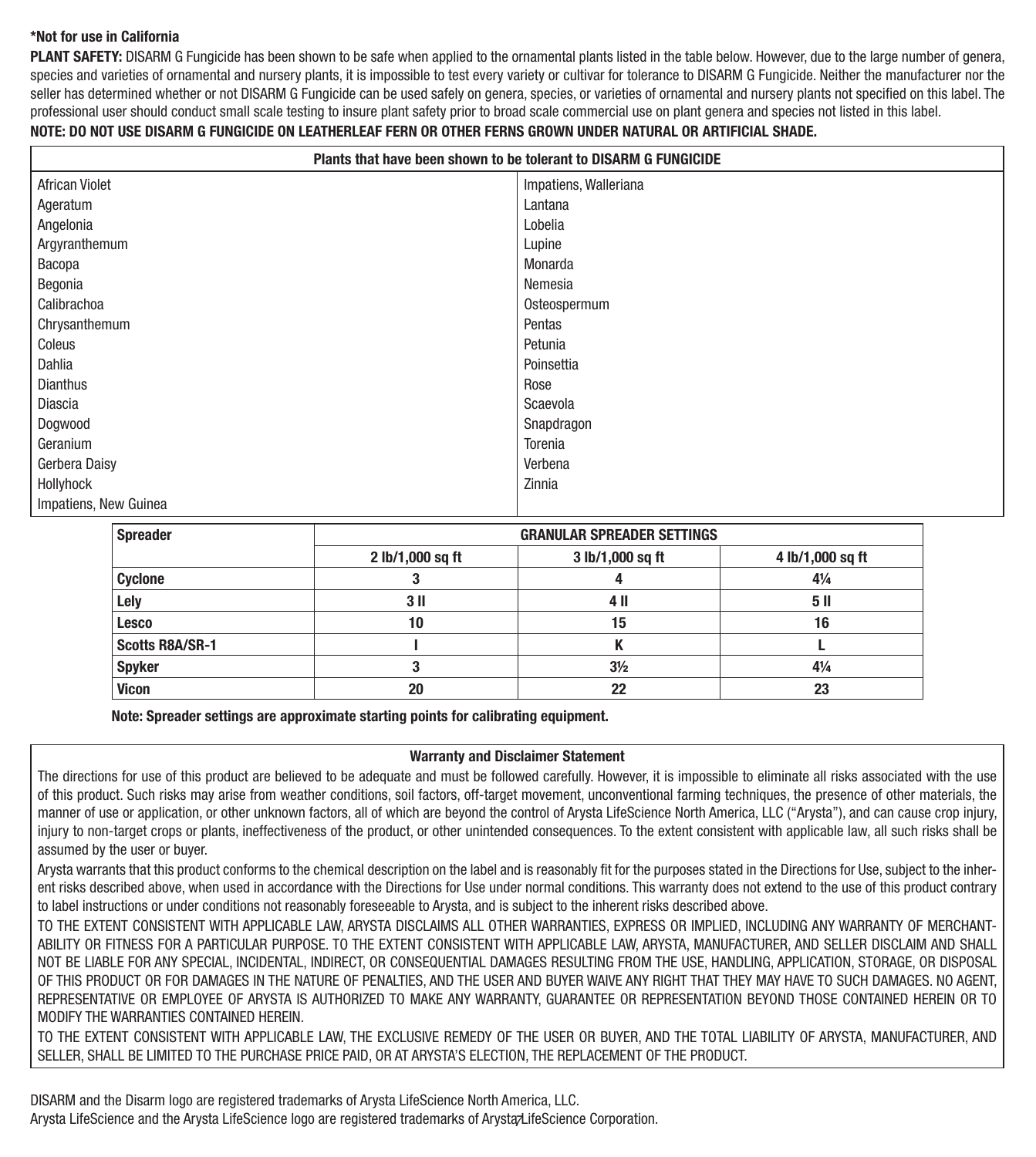**\*Not for use in California**

**PLANT SAFETY:** DISARM G Fungicide has been shown to be safe when applied to the ornamental plants listed in the table below. However, due to the large number of genera, species and varieties of ornamental and nursery plants, it is impossible to test every variety or cultivar for tolerance to DISARM G Fungicide. Neither the manufacturer nor the seller has determined whether or not DISARM G Fungicide can be used safely on genera, species, or varieties of ornamental and nursery plants not specified on this label. The professional user should conduct small scale testing to insure plant safety prior to broad scale commercial use on plant genera and species not listed in this label.

**NOTE: DO NOT USE DISARM G FUNGICIDE ON LEATHERLEAF FERN OR OTHER FERNS GROWN UNDER NATURAL OR ARTIFICIAL SHADE.**

| Plants that have been shown to be tolerant to DISARM G FUNGICIDE | |
|---|---|
| African Violet | Impatiens, Walleriana |
| Ageratum | Lantana |
| Angelonia | Lobelia |
| Argyranthemum | Lupine |
| Bacopa | Monarda |
| Begonia | Nemesia |
| Calibrachoa | Osteospermum |
| Chrysanthemum | Pentas |
| Coleus | Petunia |
| Dahlia | Poinsettia |
| Dianthus | Rose |
| Diascia | Scaevola |
| Dogwood | Snapdragon |
| Geranium | Torenia |
| Gerbera Daisy | Verbena |
| Hollyhock | Zinnia |
| Impatiens, New Guinea | |

| Spreader | GRANULAR SPREADER SETTINGS | | |
|---|---|---|---|
| | 2 lb/1,000 sq ft | 3 lb/1,000 sq ft | 4 lb/1,000 sq ft |
| Cyclone | 3 | 4 | 4¼ |
| Lely | 3 II | 4 II | 5 II |
| Lesco | 10 | 15 | 16 |
| Scotts R8A/SR-1 | I | K | L |
| Spyker | 3 | 3½ | 4¼ |
| Vicon | 20 | 22 | 23 |

**Note: Spreader settings are approximate starting points for calibrating equipment.**

**Warranty and Disclaimer Statement**

The directions for use of this product are believed to be adequate and must be followed carefully. However, it is impossible to eliminate all risks associated with the use of this product. Such risks may arise from weather conditions, soil factors, off-target movement, unconventional farming techniques, the presence of other materials, the manner of use or application, or other unknown factors, all of which are beyond the control of Arysta LifeScience North America, LLC ("Arysta"), and can cause crop injury, injury to non-target crops or plants, ineffectiveness of the product, or other unintended consequences. To the extent consistent with applicable law, all such risks shall be assumed by the user or buyer.

Arysta warrants that this product conforms to the chemical description on the label and is reasonably fit for the purposes stated in the Directions for Use, subject to the inherent risks described above, when used in accordance with the Directions for Use under normal conditions. This warranty does not extend to the use of this product contrary to label instructions or under conditions not reasonably foreseeable to Arysta, and is subject to the inherent risks described above.

TO THE EXTENT CONSISTENT WITH APPLICABLE LAW, ARYSTA DISCLAIMS ALL OTHER WARRANTIES, EXPRESS OR IMPLIED, INCLUDING ANY WARRANTY OF MERCHANTABILITY OR FITNESS FOR A PARTICULAR PURPOSE. TO THE EXTENT CONSISTENT WITH APPLICABLE LAW, ARYSTA, MANUFACTURER, AND SELLER DISCLAIM AND SHALL NOT BE LIABLE FOR ANY SPECIAL, INCIDENTAL, INDIRECT, OR CONSEQUENTIAL DAMAGES RESULTING FROM THE USE, HANDLING, APPLICATION, STORAGE, OR DISPOSAL OF THIS PRODUCT OR FOR DAMAGES IN THE NATURE OF PENALTIES, AND THE USER AND BUYER WAIVE ANY RIGHT THAT THEY MAY HAVE TO SUCH DAMAGES. NO AGENT, REPRESENTATIVE OR EMPLOYEE OF ARYSTA IS AUTHORIZED TO MAKE ANY WARRANTY, GUARANTEE OR REPRESENTATION BEYOND THOSE CONTAINED HEREIN OR TO MODIFY THE WARRANTIES CONTAINED HEREIN.

TO THE EXTENT CONSISTENT WITH APPLICABLE LAW, THE EXCLUSIVE REMEDY OF THE USER OR BUYER, AND THE TOTAL LIABILITY OF ARYSTA, MANUFACTURER, AND SELLER, SHALL BE LIMITED TO THE PURCHASE PRICE PAID, OR AT ARYSTA'S ELECTION, THE REPLACEMENT OF THE PRODUCT.

DISARM and the Disarm logo are registered trademarks of Arysta LifeScience North America, LLC.

Arysta LifeScience and the Arysta LifeScience logo are registered trademarks of Arysta LifeScience Corporation.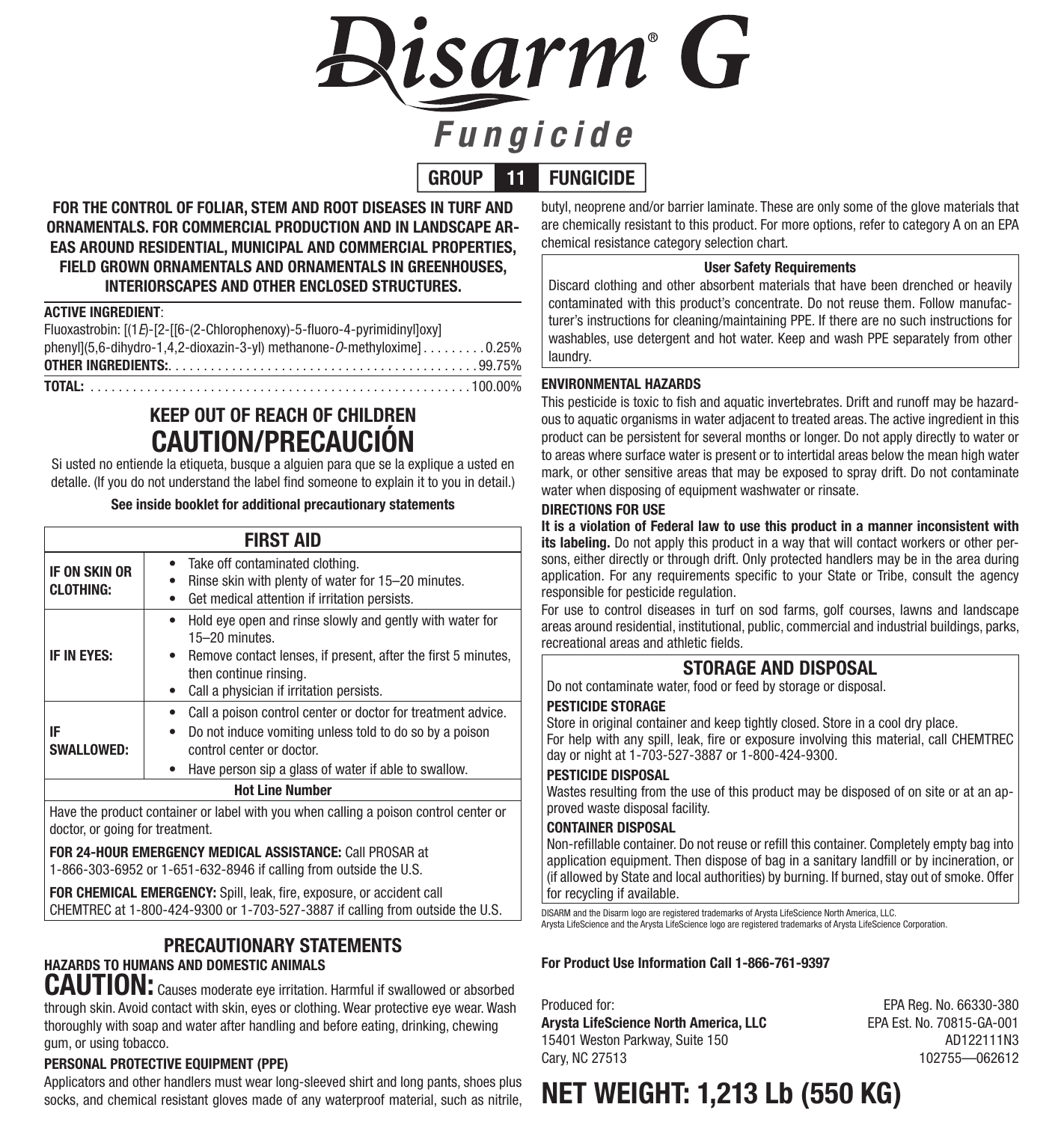# Disarm® G

## Fungicide

**GROUP 11 FUNGICIDE**

**FOR THE CONTROL OF FOLIAR, STEM AND ROOT DISEASES IN TURF AND ORNAMENTALS. FOR COMMERCIAL PRODUCTION AND IN LANDSCAPE AREAS AROUND RESIDENTIAL, MUNICIPAL AND COMMERCIAL PROPERTIES, FIELD GROWN ORNAMENTALS AND ORNAMENTALS IN GREENHOUSES, INTERIORSCAPES AND OTHER ENCLOSED STRUCTURES.**

**ACTIVE INGREDIENT**:

| | |
|---|---|
| Fluoxastrobin: [(1*E*)-[2-[[6-(2-Chlorophenoxy)-5-fluoro-4-pyrimidinyl]oxy]phenyl](5,6-dihydro-1,4,2-dioxazin-3-yl) methanone-*O*-methyloxime] | 0.25% |
| **OTHER INGREDIENTS:** | 99.75% |
| **TOTAL:** | 100.00% |

## KEEP OUT OF REACH OF CHILDREN
## CAUTION/PRECAUCIÓN

Si usted no entiende la etiqueta, busque a alguien para que se la explique a usted en detalle. (If you do not understand the label find someone to explain it to you in detail.)

**See inside booklet for additional precautionary statements**

| FIRST AID | |
|---|---|
| **IF ON SKIN OR CLOTHING:** | • Take off contaminated clothing.<br>• Rinse skin with plenty of water for 15–20 minutes.<br>• Get medical attention if irritation persists. |
| **IF IN EYES:** | • Hold eye open and rinse slowly and gently with water for 15–20 minutes.<br>• Remove contact lenses, if present, after the first 5 minutes, then continue rinsing.<br>• Call a physician if irritation persists. |
| **IF SWALLOWED:** | • Call a poison control center or doctor for treatment advice.<br>• Do not induce vomiting unless told to do so by a poison control center or doctor.<br>• Have person sip a glass of water if able to swallow. |
| **Hot Line Number** | |

Have the product container or label with you when calling a poison control center or doctor, or going for treatment.

**FOR 24-HOUR EMERGENCY MEDICAL ASSISTANCE:** Call PROSAR at 1-866-303-6952 or 1-651-632-8946 if calling from outside the U.S.

**FOR CHEMICAL EMERGENCY:** Spill, leak, fire, exposure, or accident call CHEMTREC at 1-800-424-9300 or 1-703-527-3887 if calling from outside the U.S.

## PRECAUTIONARY STATEMENTS

### HAZARDS TO HUMANS AND DOMESTIC ANIMALS

**CAUTION:** Causes moderate eye irritation. Harmful if swallowed or absorbed through skin. Avoid contact with skin, eyes or clothing. Wear protective eye wear. Wash thoroughly with soap and water after handling and before eating, drinking, chewing gum, or using tobacco.

### PERSONAL PROTECTIVE EQUIPMENT (PPE)

Applicators and other handlers must wear long-sleeved shirt and long pants, shoes plus socks, and chemical resistant gloves made of any waterproof material, such as nitrile, butyl, neoprene and/or barrier laminate. These are only some of the glove materials that are chemically resistant to this product. For more options, refer to category A on an EPA chemical resistance category selection chart.

**User Safety Requirements**

Discard clothing and other absorbent materials that have been drenched or heavily contaminated with this product's concentrate. Do not reuse them. Follow manufacturer's instructions for cleaning/maintaining PPE. If there are no such instructions for washables, use detergent and hot water. Keep and wash PPE separately from other laundry.

### ENVIRONMENTAL HAZARDS

This pesticide is toxic to fish and aquatic invertebrates. Drift and runoff may be hazardous to aquatic organisms in water adjacent to treated areas. The active ingredient in this product can be persistent for several months or longer. Do not apply directly to water or to areas where surface water is present or to intertidal areas below the mean high water mark, or other sensitive areas that may be exposed to spray drift. Do not contaminate water when disposing of equipment washwater or rinsate.

### DIRECTIONS FOR USE

**It is a violation of Federal law to use this product in a manner inconsistent with its labeling.** Do not apply this product in a way that will contact workers or other persons, either directly or through drift. Only protected handlers may be in the area during application. For any requirements specific to your State or Tribe, consult the agency responsible for pesticide regulation.

For use to control diseases in turf on sod farms, golf courses, lawns and landscape areas around residential, institutional, public, commercial and industrial buildings, parks, recreational areas and athletic fields.

## STORAGE AND DISPOSAL

Do not contaminate water, food or feed by storage or disposal.

**PESTICIDE STORAGE**

Store in original container and keep tightly closed. Store in a cool dry place.
For help with any spill, leak, fire or exposure involving this material, call CHEMTREC day or night at 1-703-527-3887 or 1-800-424-9300.

**PESTICIDE DISPOSAL**

Wastes resulting from the use of this product may be disposed of on site or at an approved waste disposal facility.

**CONTAINER DISPOSAL**

Non-refillable container. Do not reuse or refill this container. Completely empty bag into application equipment. Then dispose of bag in a sanitary landfill or by incineration, or (if allowed by State and local authorities) by burning. If burned, stay out of smoke. Offer for recycling if available.

DISARM and the Disarm logo are registered trademarks of Arysta LifeScience North America, LLC.
Arysta LifeScience and the Arysta LifeScience logo are registered trademarks of Arysta LifeScience Corporation.

**For Product Use Information Call 1-866-761-9397**

Produced for:
**Arysta LifeScience North America, LLC**
15401 Weston Parkway, Suite 150
Cary, NC 27513

EPA Reg. No. 66330-380
EPA Est. No. 70815-GA-001
AD122111N3
102755—062612

# NET WEIGHT: 1,213 Lb (550 KG)